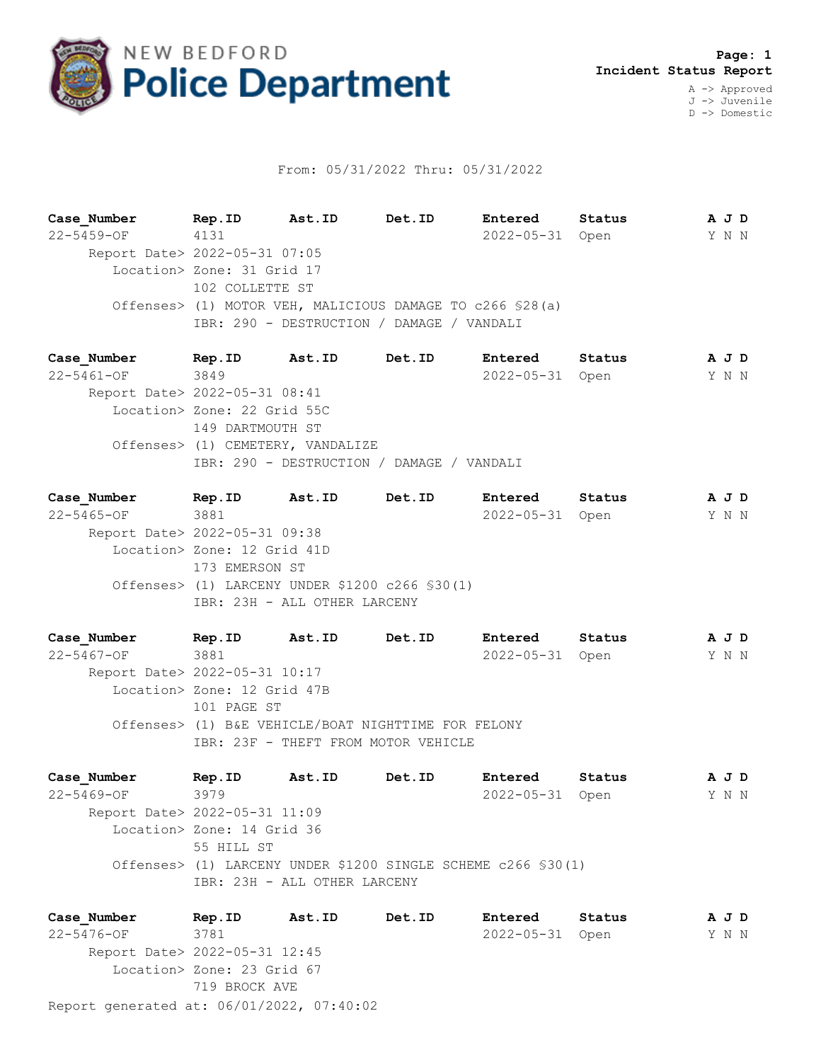NEW BEDFORD **Police Department**

**Page: 1**
**Incident Status Report**

A -> Approved
J -> Juvenile
D -> Domestic

From: 05/31/2022 Thru: 05/31/2022

| Case_Number | Rep.ID | Ast.ID | Det.ID | Entered | Status | A J D |
|---|---|---|---|---|---|---|
| 22-5459-OF | 4131 | | | 2022-05-31 | Open | Y N N |

Report Date> 2022-05-31 07:05
Location> Zone: 31 Grid 17
102 COLLETTE ST
Offenses> (1) MOTOR VEH, MALICIOUS DAMAGE TO c266 §28(a)
IBR: 290 - DESTRUCTION / DAMAGE / VANDALI

| Case_Number | Rep.ID | Ast.ID | Det.ID | Entered | Status | A J D |
|---|---|---|---|---|---|---|
| 22-5461-OF | 3849 | | | 2022-05-31 | Open | Y N N |

Report Date> 2022-05-31 08:41
Location> Zone: 22 Grid 55C
149 DARTMOUTH ST
Offenses> (1) CEMETERY, VANDALIZE
IBR: 290 - DESTRUCTION / DAMAGE / VANDALI

| Case_Number | Rep.ID | Ast.ID | Det.ID | Entered | Status | A J D |
|---|---|---|---|---|---|---|
| 22-5465-OF | 3881 | | | 2022-05-31 | Open | Y N N |

Report Date> 2022-05-31 09:38
Location> Zone: 12 Grid 41D
173 EMERSON ST
Offenses> (1) LARCENY UNDER $1200 c266 §30(1)
IBR: 23H - ALL OTHER LARCENY

| Case_Number | Rep.ID | Ast.ID | Det.ID | Entered | Status | A J D |
|---|---|---|---|---|---|---|
| 22-5467-OF | 3881 | | | 2022-05-31 | Open | Y N N |

Report Date> 2022-05-31 10:17
Location> Zone: 12 Grid 47B
101 PAGE ST
Offenses> (1) B&E VEHICLE/BOAT NIGHTTIME FOR FELONY
IBR: 23F - THEFT FROM MOTOR VEHICLE

| Case_Number | Rep.ID | Ast.ID | Det.ID | Entered | Status | A J D |
|---|---|---|---|---|---|---|
| 22-5469-OF | 3979 | | | 2022-05-31 | Open | Y N N |

Report Date> 2022-05-31 11:09
Location> Zone: 14 Grid 36
55 HILL ST
Offenses> (1) LARCENY UNDER $1200 SINGLE SCHEME c266 §30(1)
IBR: 23H - ALL OTHER LARCENY

| Case_Number | Rep.ID | Ast.ID | Det.ID | Entered | Status | A J D |
|---|---|---|---|---|---|---|
| 22-5476-OF | 3781 | | | 2022-05-31 | Open | Y N N |

Report Date> 2022-05-31 12:45
Location> Zone: 23 Grid 67
719 BROCK AVE

Report generated at: 06/01/2022, 07:40:02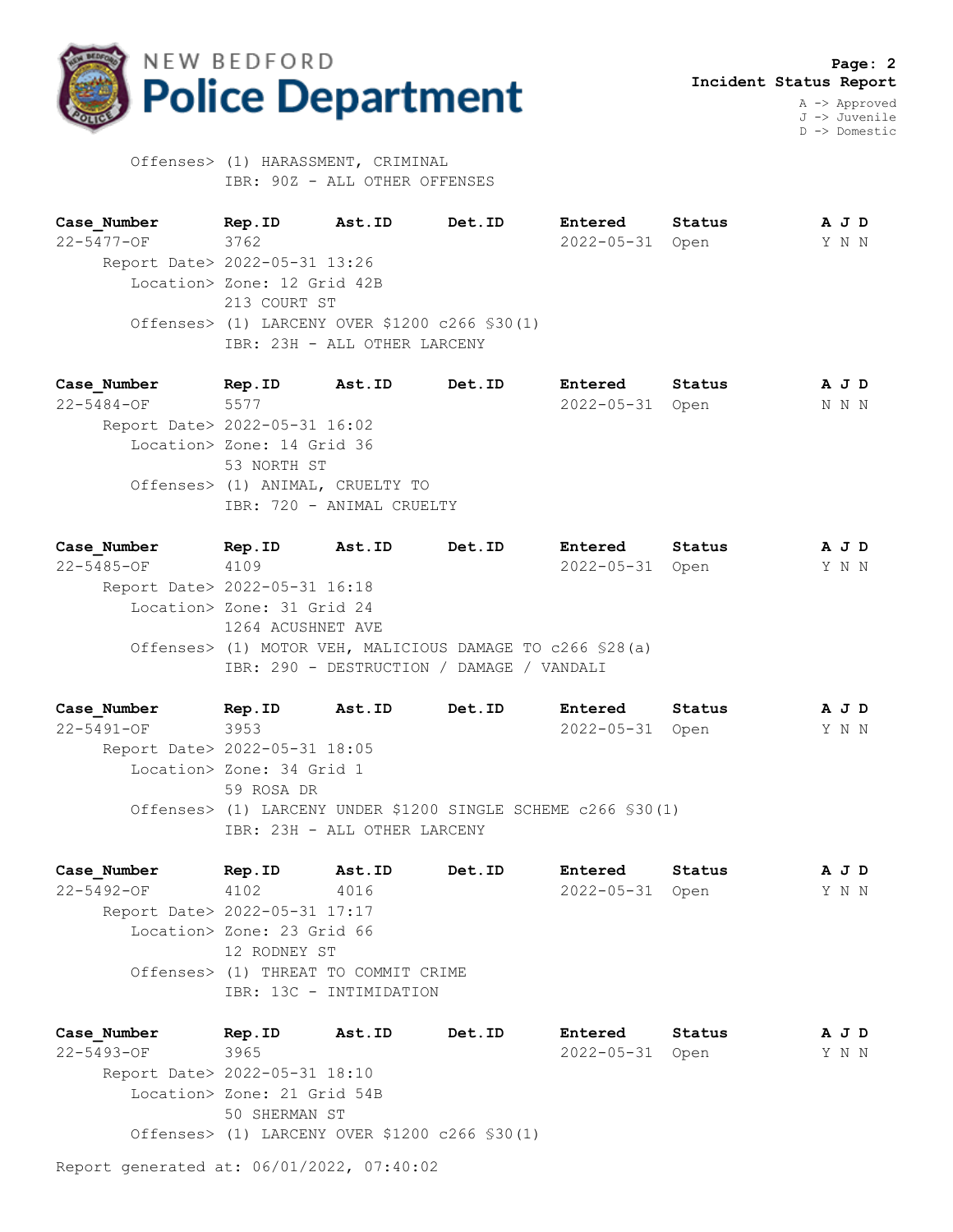Offenses> (1) HARASSMENT, CRIMINAL
IBR: 90Z - ALL OTHER OFFENSES

| Case_Number | Rep.ID | Ast.ID | Det.ID | Entered | Status | A J D |
|---|---|---|---|---|---|---|
| 22-5477-OF | 3762 | | | 2022-05-31 | Open | Y N N |

Report Date> 2022-05-31 13:26
Location> Zone: 12 Grid 42B
213 COURT ST
Offenses> (1) LARCENY OVER $1200 c266 §30(1)
IBR: 23H - ALL OTHER LARCENY

| Case_Number | Rep.ID | Ast.ID | Det.ID | Entered | Status | A J D |
|---|---|---|---|---|---|---|
| 22-5484-OF | 5577 | | | 2022-05-31 | Open | N N N |

Report Date> 2022-05-31 16:02
Location> Zone: 14 Grid 36
53 NORTH ST
Offenses> (1) ANIMAL, CRUELTY TO
IBR: 720 - ANIMAL CRUELTY

| Case_Number | Rep.ID | Ast.ID | Det.ID | Entered | Status | A J D |
|---|---|---|---|---|---|---|
| 22-5485-OF | 4109 | | | 2022-05-31 | Open | Y N N |

Report Date> 2022-05-31 16:18
Location> Zone: 31 Grid 24
1264 ACUSHNET AVE
Offenses> (1) MOTOR VEH, MALICIOUS DAMAGE TO c266 §28(a)
IBR: 290 - DESTRUCTION / DAMAGE / VANDALI

| Case_Number | Rep.ID | Ast.ID | Det.ID | Entered | Status | A J D |
|---|---|---|---|---|---|---|
| 22-5491-OF | 3953 | | | 2022-05-31 | Open | Y N N |

Report Date> 2022-05-31 18:05
Location> Zone: 34 Grid 1
59 ROSA DR
Offenses> (1) LARCENY UNDER $1200 SINGLE SCHEME c266 §30(1)
IBR: 23H - ALL OTHER LARCENY

| Case_Number | Rep.ID | Ast.ID | Det.ID | Entered | Status | A J D |
|---|---|---|---|---|---|---|
| 22-5492-OF | 4102 | 4016 | | 2022-05-31 | Open | Y N N |

Report Date> 2022-05-31 17:17
Location> Zone: 23 Grid 66
12 RODNEY ST
Offenses> (1) THREAT TO COMMIT CRIME
IBR: 13C - INTIMIDATION

| Case_Number | Rep.ID | Ast.ID | Det.ID | Entered | Status | A J D |
|---|---|---|---|---|---|---|
| 22-5493-OF | 3965 | | | 2022-05-31 | Open | Y N N |

Report Date> 2022-05-31 18:10
Location> Zone: 21 Grid 54B
50 SHERMAN ST
Offenses> (1) LARCENY OVER $1200 c266 §30(1)

Report generated at: 06/01/2022, 07:40:02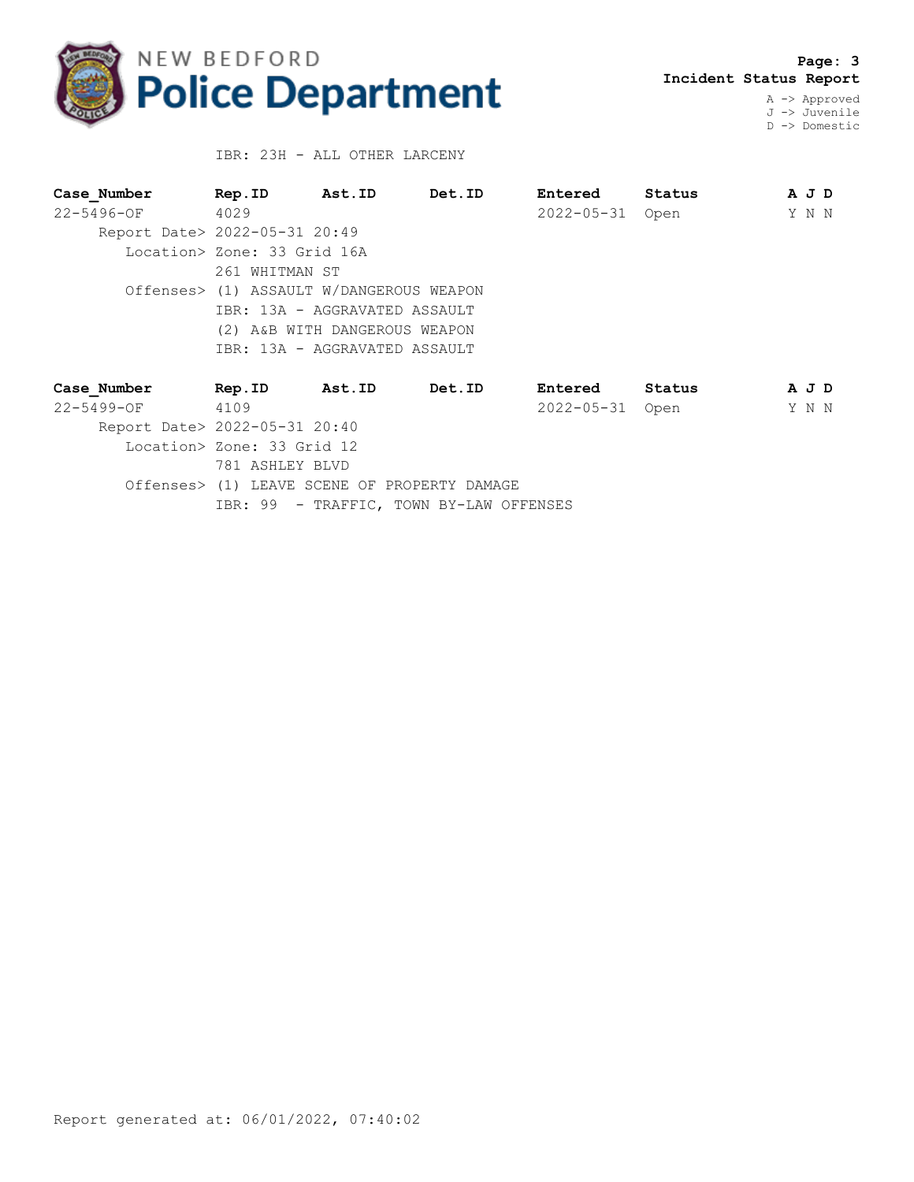# NEW BEDFORD Police Department

**Page: 3**
**Incident Status Report**

A -> Approved
J -> Juvenile
D -> Domestic

IBR: 23H - ALL OTHER LARCENY

| Case_Number | Rep.ID | Ast.ID | Det.ID | Entered | Status | A | J | D |
|---|---|---|---|---|---|---|---|---|
| 22-5496-OF | 4029 | | | 2022-05-31 | Open | Y | N | N |

Report Date> 2022-05-31 20:49
Location> Zone: 33 Grid 16A
261 WHITMAN ST
Offenses> (1) ASSAULT W/DANGEROUS WEAPON
IBR: 13A - AGGRAVATED ASSAULT
(2) A&B WITH DANGEROUS WEAPON
IBR: 13A - AGGRAVATED ASSAULT

| Case_Number | Rep.ID | Ast.ID | Det.ID | Entered | Status | A | J | D |
|---|---|---|---|---|---|---|---|---|
| 22-5499-OF | 4109 | | | 2022-05-31 | Open | Y | N | N |

Report Date> 2022-05-31 20:40
Location> Zone: 33 Grid 12
781 ASHLEY BLVD
Offenses> (1) LEAVE SCENE OF PROPERTY DAMAGE
IBR: 99 - TRAFFIC, TOWN BY-LAW OFFENSES

Report generated at: 06/01/2022, 07:40:02